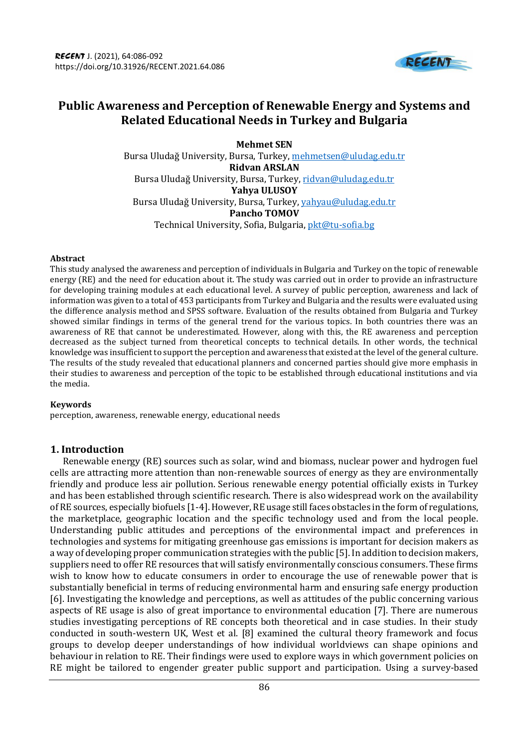# Public Awareness and Perception of Renewable Energy and Systems and Related Educational Needs in Turkey and Bulgaria

**Mehmet SEN**
Bursa Uludağ University, Bursa, Turkey, mehmetsen@uludag.edu.tr
**Ridvan ARSLAN**
Bursa Uludağ University, Bursa, Turkey, ridvan@uludag.edu.tr
**Yahya ULUSOY**
Bursa Uludağ University, Bursa, Turkey, yahyau@uludag.edu.tr
**Pancho TOMOV**
Technical University, Sofia, Bulgaria, pkt@tu-sofia.bg

### Abstract

This study analysed the awareness and perception of individuals in Bulgaria and Turkey on the topic of renewable energy (RE) and the need for education about it. The study was carried out in order to provide an infrastructure for developing training modules at each educational level. A survey of public perception, awareness and lack of information was given to a total of 453 participants from Turkey and Bulgaria and the results were evaluated using the difference analysis method and SPSS software. Evaluation of the results obtained from Bulgaria and Turkey showed similar findings in terms of the general trend for the various topics. In both countries there was an awareness of RE that cannot be underestimated. However, along with this, the RE awareness and perception decreased as the subject turned from theoretical concepts to technical details. In other words, the technical knowledge was insufficient to support the perception and awareness that existed at the level of the general culture. The results of the study revealed that educational planners and concerned parties should give more emphasis in their studies to awareness and perception of the topic to be established through educational institutions and via the media.

### Keywords

perception, awareness, renewable energy, educational needs

## 1. Introduction

Renewable energy (RE) sources such as solar, wind and biomass, nuclear power and hydrogen fuel cells are attracting more attention than non-renewable sources of energy as they are environmentally friendly and produce less air pollution. Serious renewable energy potential officially exists in Turkey and has been established through scientific research. There is also widespread work on the availability of RE sources, especially biofuels [1-4]. However, RE usage still faces obstacles in the form of regulations, the marketplace, geographic location and the specific technology used and from the local people. Understanding public attitudes and perceptions of the environmental impact and preferences in technologies and systems for mitigating greenhouse gas emissions is important for decision makers as a way of developing proper communication strategies with the public [5]. In addition to decision makers, suppliers need to offer RE resources that will satisfy environmentally conscious consumers. These firms wish to know how to educate consumers in order to encourage the use of renewable power that is substantially beneficial in terms of reducing environmental harm and ensuring safe energy production [6]. Investigating the knowledge and perceptions, as well as attitudes of the public concerning various aspects of RE usage is also of great importance to environmental education [7]. There are numerous studies investigating perceptions of RE concepts both theoretical and in case studies. In their study conducted in south-western UK, West et al. [8] examined the cultural theory framework and focus groups to develop deeper understandings of how individual worldviews can shape opinions and behaviour in relation to RE. Their findings were used to explore ways in which government policies on RE might be tailored to engender greater public support and participation. Using a survey-based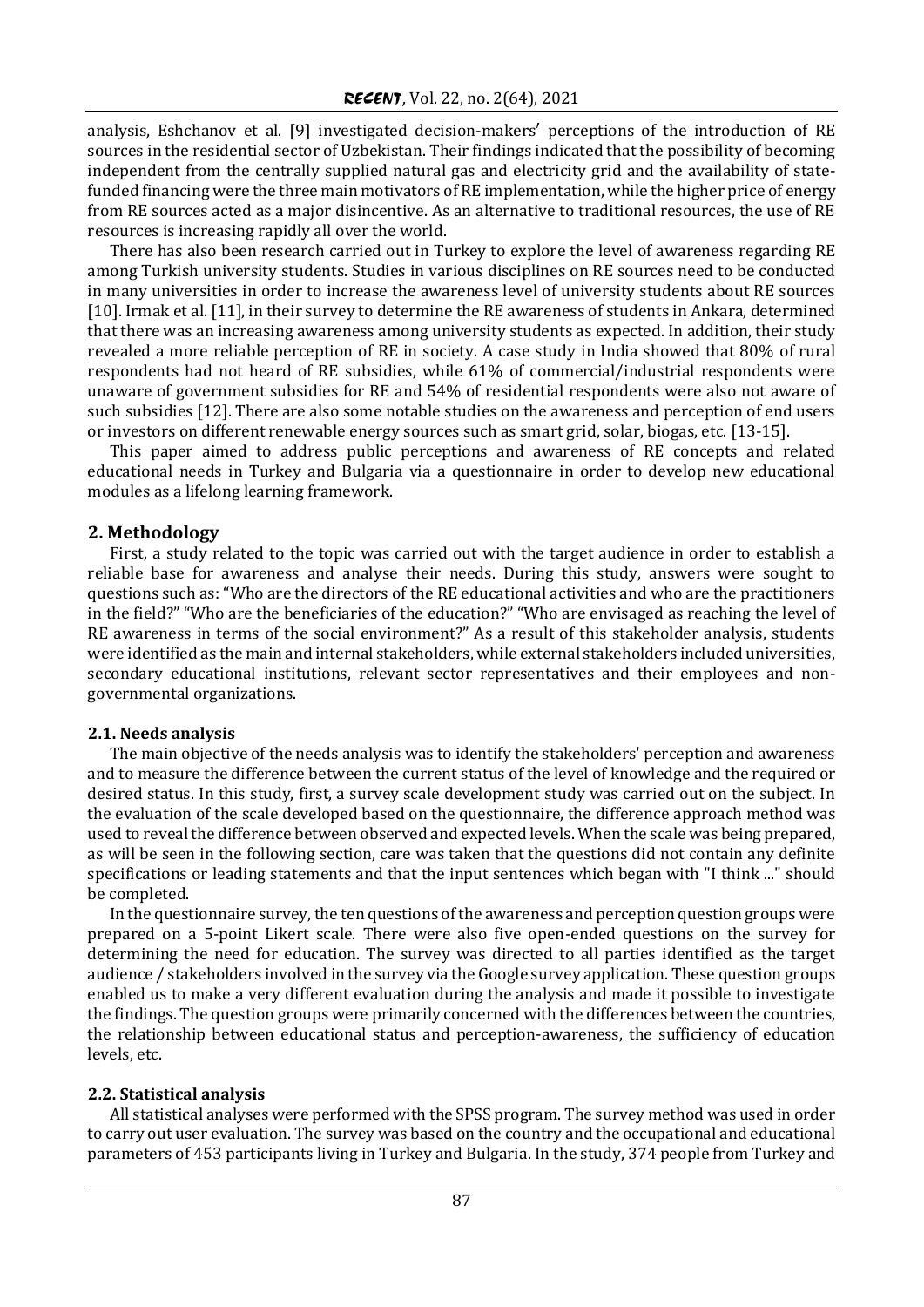analysis, Eshchanov et al. [9] investigated decision-makers' perceptions of the introduction of RE sources in the residential sector of Uzbekistan. Their findings indicated that the possibility of becoming independent from the centrally supplied natural gas and electricity grid and the availability of state-funded financing were the three main motivators of RE implementation, while the higher price of energy from RE sources acted as a major disincentive. As an alternative to traditional resources, the use of RE resources is increasing rapidly all over the world.

There has also been research carried out in Turkey to explore the level of awareness regarding RE among Turkish university students. Studies in various disciplines on RE sources need to be conducted in many universities in order to increase the awareness level of university students about RE sources [10]. Irmak et al. [11], in their survey to determine the RE awareness of students in Ankara, determined that there was an increasing awareness among university students as expected. In addition, their study revealed a more reliable perception of RE in society. A case study in India showed that 80% of rural respondents had not heard of RE subsidies, while 61% of commercial/industrial respondents were unaware of government subsidies for RE and 54% of residential respondents were also not aware of such subsidies [12]. There are also some notable studies on the awareness and perception of end users or investors on different renewable energy sources such as smart grid, solar, biogas, etc. [13-15].

This paper aimed to address public perceptions and awareness of RE concepts and related educational needs in Turkey and Bulgaria via a questionnaire in order to develop new educational modules as a lifelong learning framework.

## 2. Methodology

First, a study related to the topic was carried out with the target audience in order to establish a reliable base for awareness and analyse their needs. During this study, answers were sought to questions such as: "Who are the directors of the RE educational activities and who are the practitioners in the field?" "Who are the beneficiaries of the education?" "Who are envisaged as reaching the level of RE awareness in terms of the social environment?" As a result of this stakeholder analysis, students were identified as the main and internal stakeholders, while external stakeholders included universities, secondary educational institutions, relevant sector representatives and their employees and non-governmental organizations.

### 2.1. Needs analysis

The main objective of the needs analysis was to identify the stakeholders' perception and awareness and to measure the difference between the current status of the level of knowledge and the required or desired status. In this study, first, a survey scale development study was carried out on the subject. In the evaluation of the scale developed based on the questionnaire, the difference approach method was used to reveal the difference between observed and expected levels. When the scale was being prepared, as will be seen in the following section, care was taken that the questions did not contain any definite specifications or leading statements and that the input sentences which began with "I think ..." should be completed.

In the questionnaire survey, the ten questions of the awareness and perception question groups were prepared on a 5-point Likert scale. There were also five open-ended questions on the survey for determining the need for education. The survey was directed to all parties identified as the target audience / stakeholders involved in the survey via the Google survey application. These question groups enabled us to make a very different evaluation during the analysis and made it possible to investigate the findings. The question groups were primarily concerned with the differences between the countries, the relationship between educational status and perception-awareness, the sufficiency of education levels, etc.

### 2.2. Statistical analysis

All statistical analyses were performed with the SPSS program. The survey method was used in order to carry out user evaluation. The survey was based on the country and the occupational and educational parameters of 453 participants living in Turkey and Bulgaria. In the study, 374 people from Turkey and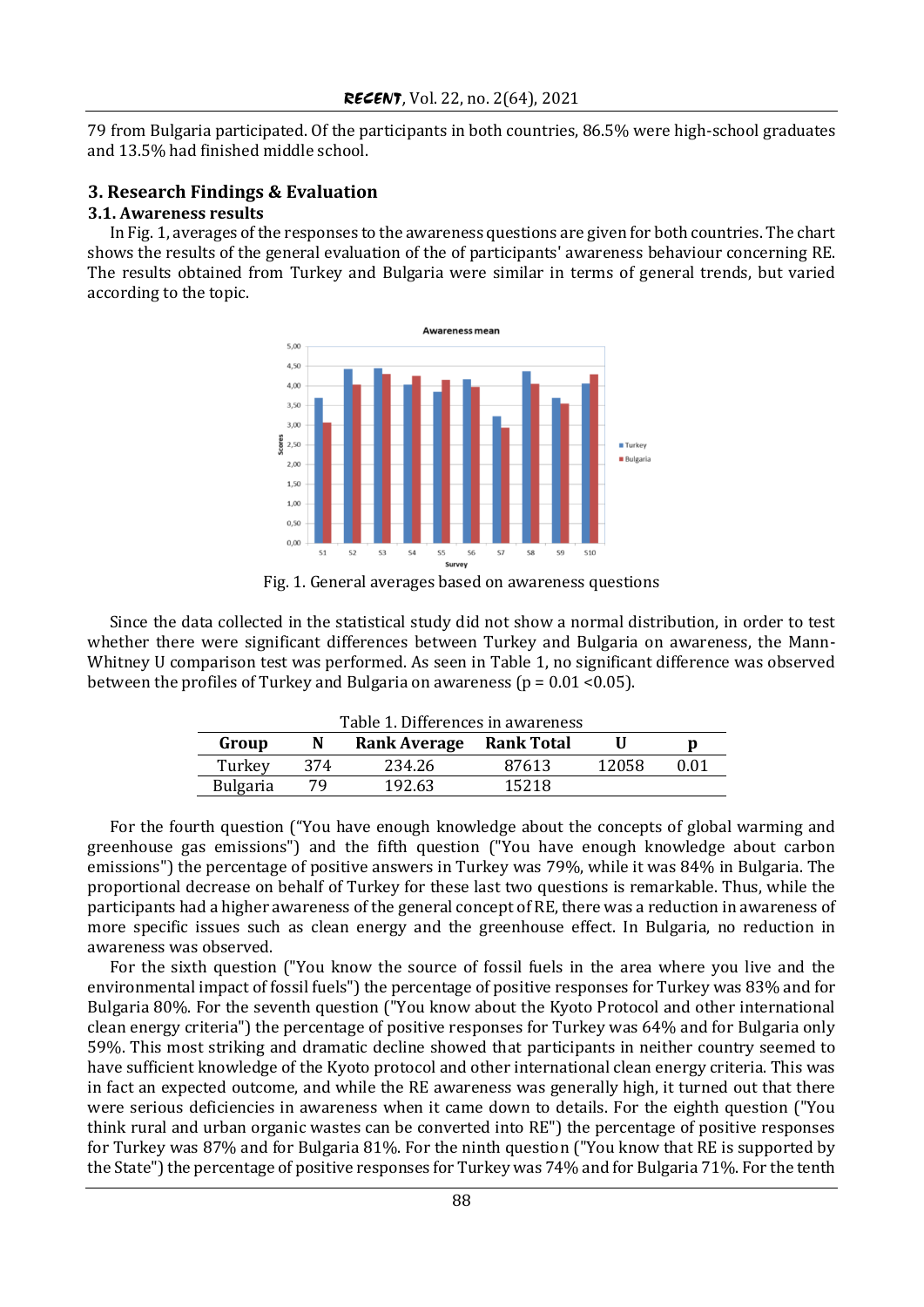79 from Bulgaria participated. Of the participants in both countries, 86.5% were high-school graduates and 13.5% had finished middle school.

## 3. Research Findings & Evaluation

### 3.1. Awareness results

In Fig. 1, averages of the responses to the awareness questions are given for both countries. The chart shows the results of the general evaluation of the of participants' awareness behaviour concerning RE. The results obtained from Turkey and Bulgaria were similar in terms of general trends, but varied according to the topic.

Fig. 1. General averages based on awareness questions

Since the data collected in the statistical study did not show a normal distribution, in order to test whether there were significant differences between Turkey and Bulgaria on awareness, the Mann-Whitney U comparison test was performed. As seen in Table 1, no significant difference was observed between the profiles of Turkey and Bulgaria on awareness ($p = 0.01 < 0.05$).

Table 1. Differences in awareness

| Group | N | Rank Average | Rank Total | U | p |
|---|---|---|---|---|---|
| Turkey | 374 | 234.26 | 87613 | 12058 | 0.01 |
| Bulgaria | 79 | 192.63 | 15218 | | |

For the fourth question ("You have enough knowledge about the concepts of global warming and greenhouse gas emissions") and the fifth question ("You have enough knowledge about carbon emissions") the percentage of positive answers in Turkey was 79%, while it was 84% in Bulgaria. The proportional decrease on behalf of Turkey for these last two questions is remarkable. Thus, while the participants had a higher awareness of the general concept of RE, there was a reduction in awareness of more specific issues such as clean energy and the greenhouse effect. In Bulgaria, no reduction in awareness was observed.

For the sixth question ("You know the source of fossil fuels in the area where you live and the environmental impact of fossil fuels") the percentage of positive responses for Turkey was 83% and for Bulgaria 80%. For the seventh question ("You know about the Kyoto Protocol and other international clean energy criteria") the percentage of positive responses for Turkey was 64% and for Bulgaria only 59%. This most striking and dramatic decline showed that participants in neither country seemed to have sufficient knowledge of the Kyoto protocol and other international clean energy criteria. This was in fact an expected outcome, and while the RE awareness was generally high, it turned out that there were serious deficiencies in awareness when it came down to details. For the eighth question ("You think rural and urban organic wastes can be converted into RE") the percentage of positive responses for Turkey was 87% and for Bulgaria 81%. For the ninth question ("You know that RE is supported by the State") the percentage of positive responses for Turkey was 74% and for Bulgaria 71%. For the tenth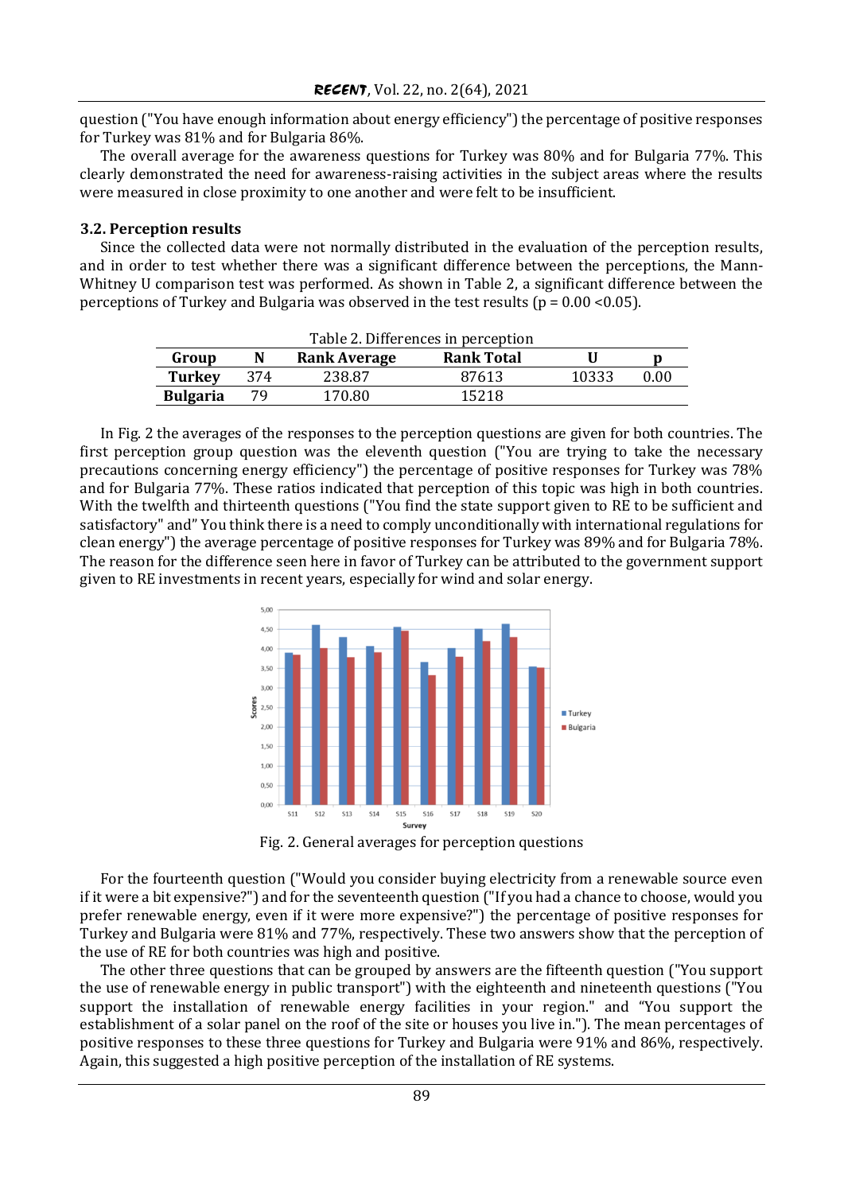question ("You have enough information about energy efficiency") the percentage of positive responses for Turkey was 81% and for Bulgaria 86%.

The overall average for the awareness questions for Turkey was 80% and for Bulgaria 77%. This clearly demonstrated the need for awareness-raising activities in the subject areas where the results were measured in close proximity to one another and were felt to be insufficient.

### 3.2. Perception results

Since the collected data were not normally distributed in the evaluation of the perception results, and in order to test whether there was a significant difference between the perceptions, the Mann-Whitney U comparison test was performed. As shown in Table 2, a significant difference between the perceptions of Turkey and Bulgaria was observed in the test results ($p = 0.00 < 0.05$).

Table 2. Differences in perception

| Group | N | Rank Average | Rank Total | U | p |
|---|---|---|---|---|---|
| **Turkey** | 374 | 238.87 | 87613 | 10333 | 0.00 |
| **Bulgaria** | 79 | 170.80 | 15218 | | |

In Fig. 2 the averages of the responses to the perception questions are given for both countries. The first perception group question was the eleventh question ("You are trying to take the necessary precautions concerning energy efficiency") the percentage of positive responses for Turkey was 78% and for Bulgaria 77%. These ratios indicated that perception of this topic was high in both countries. With the twelfth and thirteenth questions ("You find the state support given to RE to be sufficient and satisfactory" and" You think there is a need to comply unconditionally with international regulations for clean energy") the average percentage of positive responses for Turkey was 89% and for Bulgaria 78%. The reason for the difference seen here in favor of Turkey can be attributed to the government support given to RE investments in recent years, especially for wind and solar energy.

Fig. 2. General averages for perception questions

For the fourteenth question ("Would you consider buying electricity from a renewable source even if it were a bit expensive?") and for the seventeenth question ("If you had a chance to choose, would you prefer renewable energy, even if it were more expensive?") the percentage of positive responses for Turkey and Bulgaria were 81% and 77%, respectively. These two answers show that the perception of the use of RE for both countries was high and positive.

The other three questions that can be grouped by answers are the fifteenth question ("You support the use of renewable energy in public transport") with the eighteenth and nineteenth questions ("You support the installation of renewable energy facilities in your region." and "You support the establishment of a solar panel on the roof of the site or houses you live in."). The mean percentages of positive responses to these three questions for Turkey and Bulgaria were 91% and 86%, respectively. Again, this suggested a high positive perception of the installation of RE systems.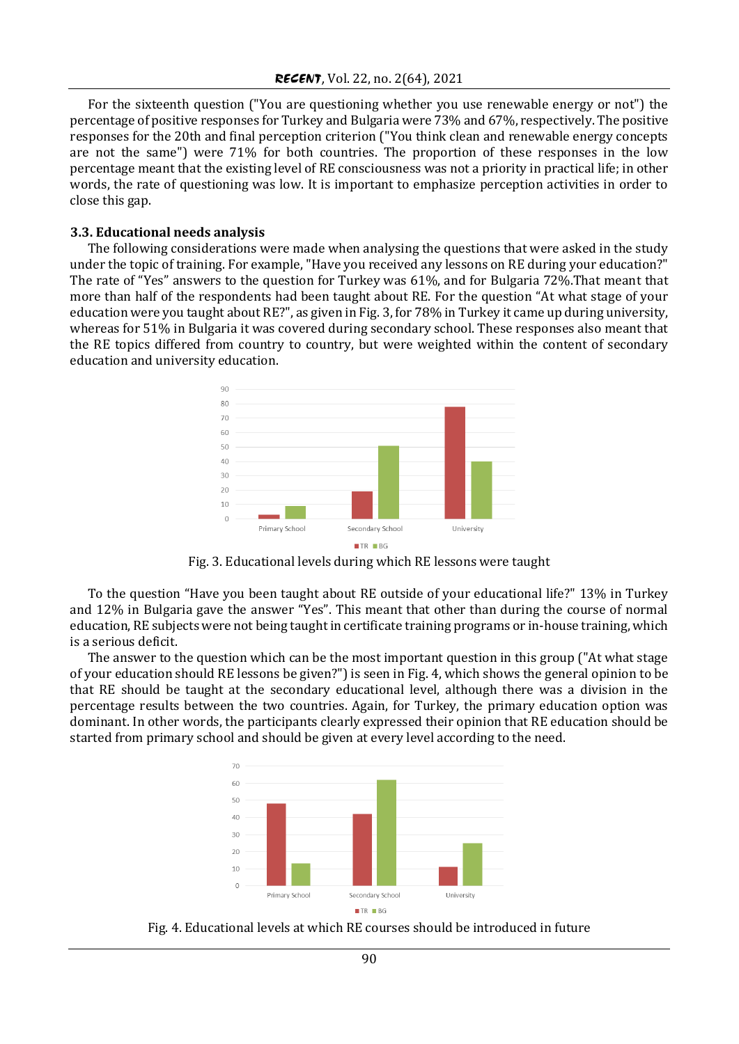For the sixteenth question ("You are questioning whether you use renewable energy or not") the percentage of positive responses for Turkey and Bulgaria were 73% and 67%, respectively. The positive responses for the 20th and final perception criterion ("You think clean and renewable energy concepts are not the same") were 71% for both countries. The proportion of these responses in the low percentage meant that the existing level of RE consciousness was not a priority in practical life; in other words, the rate of questioning was low. It is important to emphasize perception activities in order to close this gap.

### 3.3. Educational needs analysis

The following considerations were made when analysing the questions that were asked in the study under the topic of training. For example, "Have you received any lessons on RE during your education?" The rate of "Yes" answers to the question for Turkey was 61%, and for Bulgaria 72%.That meant that more than half of the respondents had been taught about RE. For the question "At what stage of your education were you taught about RE?", as given in Fig. 3, for 78% in Turkey it came up during university, whereas for 51% in Bulgaria it was covered during secondary school. These responses also meant that the RE topics differed from country to country, but were weighted within the content of secondary education and university education.

Fig. 3. Educational levels during which RE lessons were taught

To the question "Have you been taught about RE outside of your educational life?" 13% in Turkey and 12% in Bulgaria gave the answer "Yes". This meant that other than during the course of normal education, RE subjects were not being taught in certificate training programs or in-house training, which is a serious deficit.

The answer to the question which can be the most important question in this group ("At what stage of your education should RE lessons be given?") is seen in Fig. 4, which shows the general opinion to be that RE should be taught at the secondary educational level, although there was a division in the percentage results between the two countries. Again, for Turkey, the primary education option was dominant. In other words, the participants clearly expressed their opinion that RE education should be started from primary school and should be given at every level according to the need.

Fig. 4. Educational levels at which RE courses should be introduced in future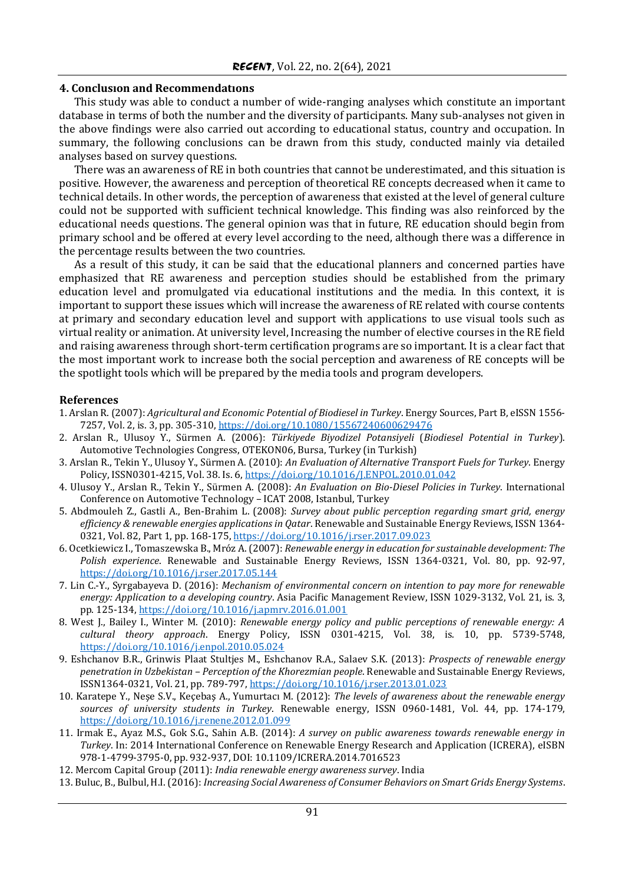## 4. Conclusıon and Recommendatıons

This study was able to conduct a number of wide-ranging analyses which constitute an important database in terms of both the number and the diversity of participants. Many sub-analyses not given in the above findings were also carried out according to educational status, country and occupation. In summary, the following conclusions can be drawn from this study, conducted mainly via detailed analyses based on survey questions.

There was an awareness of RE in both countries that cannot be underestimated, and this situation is positive. However, the awareness and perception of theoretical RE concepts decreased when it came to technical details. In other words, the perception of awareness that existed at the level of general culture could not be supported with sufficient technical knowledge. This finding was also reinforced by the educational needs questions. The general opinion was that in future, RE education should begin from primary school and be offered at every level according to the need, although there was a difference in the percentage results between the two countries.

As a result of this study, it can be said that the educational planners and concerned parties have emphasized that RE awareness and perception studies should be established from the primary education level and promulgated via educational institutions and the media. In this context, it is important to support these issues which will increase the awareness of RE related with course contents at primary and secondary education level and support with applications to use visual tools such as virtual reality or animation. At university level, Increasing the number of elective courses in the RE field and raising awareness through short-term certification programs are so important. It is a clear fact that the most important work to increase both the social perception and awareness of RE concepts will be the spotlight tools which will be prepared by the media tools and program developers.

## References

1. Arslan R. (2007): *Agricultural and Economic Potential of Biodiesel in Turkey*. Energy Sources, Part B, eISSN 1556-7257, Vol. 2, is. 3, pp. 305-310, https://doi.org/10.1080/15567240600629476
2. Arslan R., Ulusoy Y., Sürmen A. (2006): *Türkiyede Biyodizel Potansiyeli* (*Biodiesel Potential in Turkey*). Automotive Technologies Congress, OTEKON06, Bursa, Turkey (in Turkish)
3. Arslan R., Tekin Y., Ulusoy Y., Sürmen A. (2010): *An Evaluation of Alternative Transport Fuels for Turkey*. Energy Policy, ISSN0301-4215, Vol. 38. Is. 6, https://doi.org/10.1016/J.ENPOL.2010.01.042
4. Ulusoy Y., Arslan R., Tekin Y., Sürmen A. (2008): *An Evaluation on Bio-Diesel Policies in Turkey*. International Conference on Automotive Technology – ICAT 2008, Istanbul, Turkey
5. Abdmouleh Z., Gastli A., Ben-Brahim L. (2008): *Survey about public perception regarding smart grid, energy efficiency & renewable energies applications in Qatar*. Renewable and Sustainable Energy Reviews, ISSN 1364-0321, Vol. 82, Part 1, pp. 168-175, https://doi.org/10.1016/j.rser.2017.09.023
6. Ocetkiewicz I., Tomaszewska B., Mróz A. (2007): *Renewable energy in education for sustainable development: The Polish experience*. Renewable and Sustainable Energy Reviews, ISSN 1364-0321, Vol. 80, pp. 92-97, https://doi.org/10.1016/j.rser.2017.05.144
7. Lin C.-Y., Syrgabayeva D. (2016): *Mechanism of environmental concern on intention to pay more for renewable energy: Application to a developing country*. Asia Pacific Management Review, ISSN 1029-3132, Vol. 21, is. 3, pp. 125-134, https://doi.org/10.1016/j.apmrv.2016.01.001
8. West J., Bailey I., Winter M. (2010): *Renewable energy policy and public perceptions of renewable energy: A cultural theory approach*. Energy Policy, ISSN 0301-4215, Vol. 38, is. 10, pp. 5739-5748, https://doi.org/10.1016/j.enpol.2010.05.024
9. Eshchanov B.R., Grinwis Plaat Stultjes M., Eshchanov R.A., Salaev S.K. (2013): *Prospects of renewable energy penetration in Uzbekistan – Perception of the Khorezmian people*. Renewable and Sustainable Energy Reviews, ISSN1364-0321, Vol. 21, pp. 789-797, https://doi.org/10.1016/j.rser.2013.01.023
10. Karatepe Y., Neşe S.V., Keçebaş A., Yumurtacı M. (2012): *The levels of awareness about the renewable energy sources of university students in Turkey*. Renewable energy, ISSN 0960-1481, Vol. 44, pp. 174-179, https://doi.org/10.1016/j.renene.2012.01.099
11. Irmak E., Ayaz M.S., Gok S.G., Sahin A.B. (2014): *A survey on public awareness towards renewable energy in Turkey*. In: 2014 International Conference on Renewable Energy Research and Application (ICRERA), eISBN 978-1-4799-3795-0, pp. 932-937, DOI: 10.1109/ICRERA.2014.7016523
12. Mercom Capital Group (2011): *India renewable energy awareness survey*. India
13. Buluc, B., Bulbul, H.I. (2016): *Increasing Social Awareness of Consumer Behaviors on Smart Grids Energy Systems*.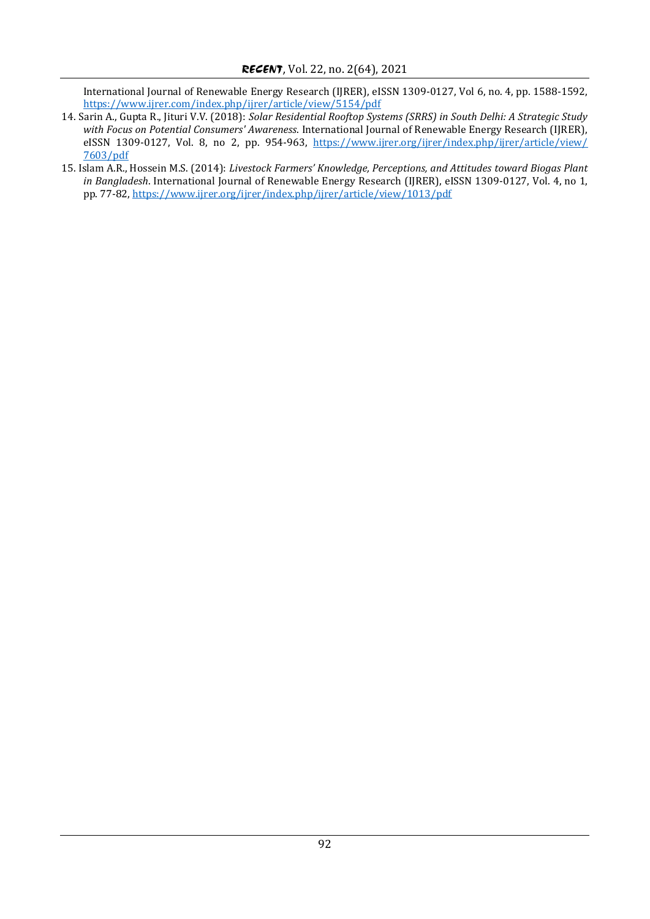International Journal of Renewable Energy Research (IJRER), eISSN 1309-0127, Vol 6, no. 4, pp. 1588-1592, https://www.ijrer.com/index.php/ijrer/article/view/5154/pdf

14. Sarin A., Gupta R., Jituri V.V. (2018): *Solar Residential Rooftop Systems (SRRS) in South Delhi: A Strategic Study with Focus on Potential Consumers' Awareness*. International Journal of Renewable Energy Research (IJRER), eISSN 1309-0127, Vol. 8, no 2, pp. 954-963, https://www.ijrer.org/ijrer/index.php/ijrer/article/view/7603/pdf
15. Islam A.R., Hossein M.S. (2014): *Livestock Farmers' Knowledge, Perceptions, and Attitudes toward Biogas Plant in Bangladesh*. International Journal of Renewable Energy Research (IJRER), eISSN 1309-0127, Vol. 4, no 1, pp. 77-82, https://www.ijrer.org/ijrer/index.php/ijrer/article/view/1013/pdf